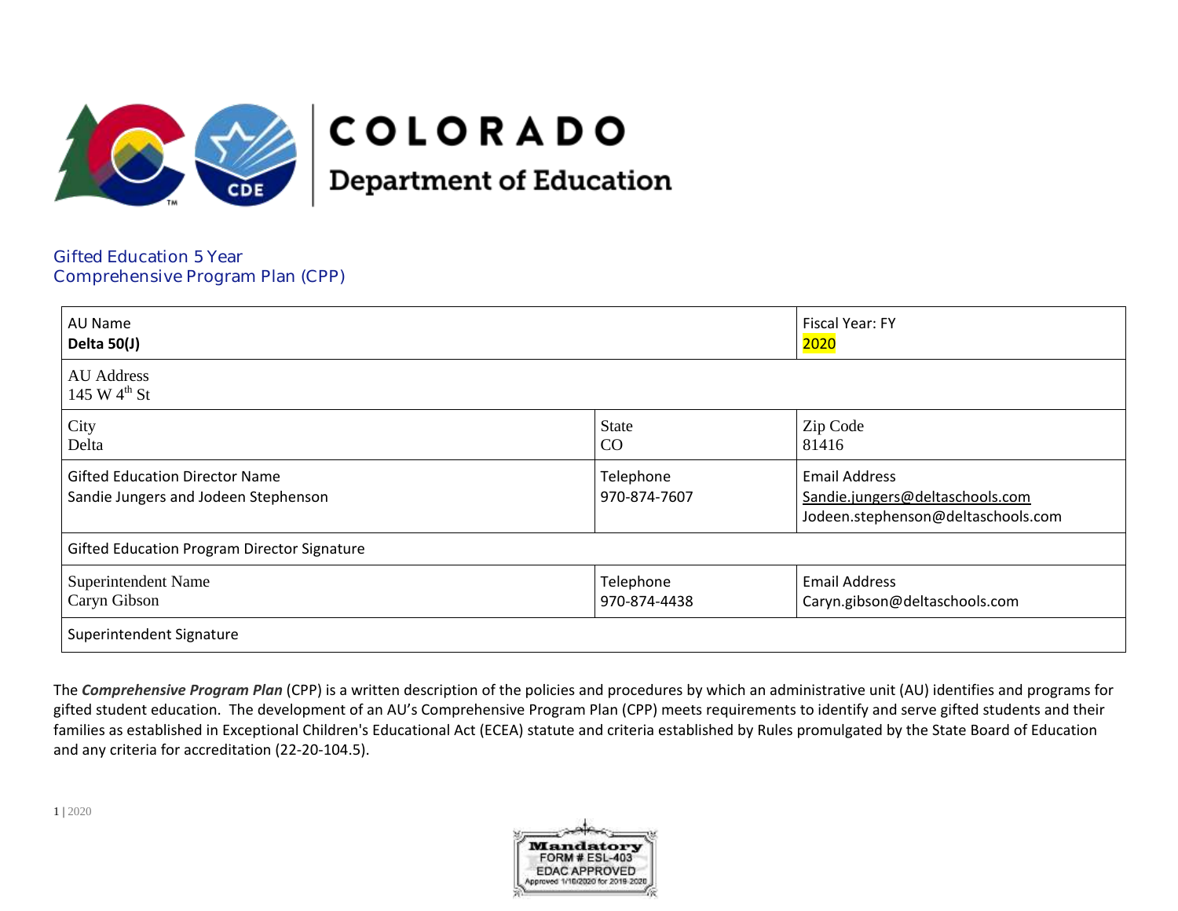# COLORADO Department of Education

## Gifted Education 5 Year Comprehensive Program Plan (CPP)

| AU Name<br>**Delta 50(J)** | | Fiscal Year: FY<br>2020 |
|---|---|---|
| AU Address<br>145 W $4^{th}$ St | | |
| City<br>Delta | State<br>CO | Zip Code<br>81416 |
| Gifted Education Director Name<br>Sandie Jungers and Jodeen Stephenson | Telephone<br>970-874-7607 | Email Address<br>Sandie.jungers@deltaschools.com<br>Jodeen.stephenson@deltaschools.com |
| Gifted Education Program Director Signature | | |
| Superintendent Name<br>Caryn Gibson | Telephone<br>970-874-4438 | Email Address<br>Caryn.gibson@deltaschools.com |
| Superintendent Signature | | |

The ***Comprehensive Program Plan*** (CPP) is a written description of the policies and procedures by which an administrative unit (AU) identifies and programs for gifted student education. The development of an AU's Comprehensive Program Plan (CPP) meets requirements to identify and serve gifted students and their families as established in Exceptional Children's Educational Act (ECEA) statute and criteria established by Rules promulgated by the State Board of Education and any criteria for accreditation (22-20-104.5).

Mandatory FORM # ESL-403 EDAC APPROVED Approved 1/10/2020 for 2019-2020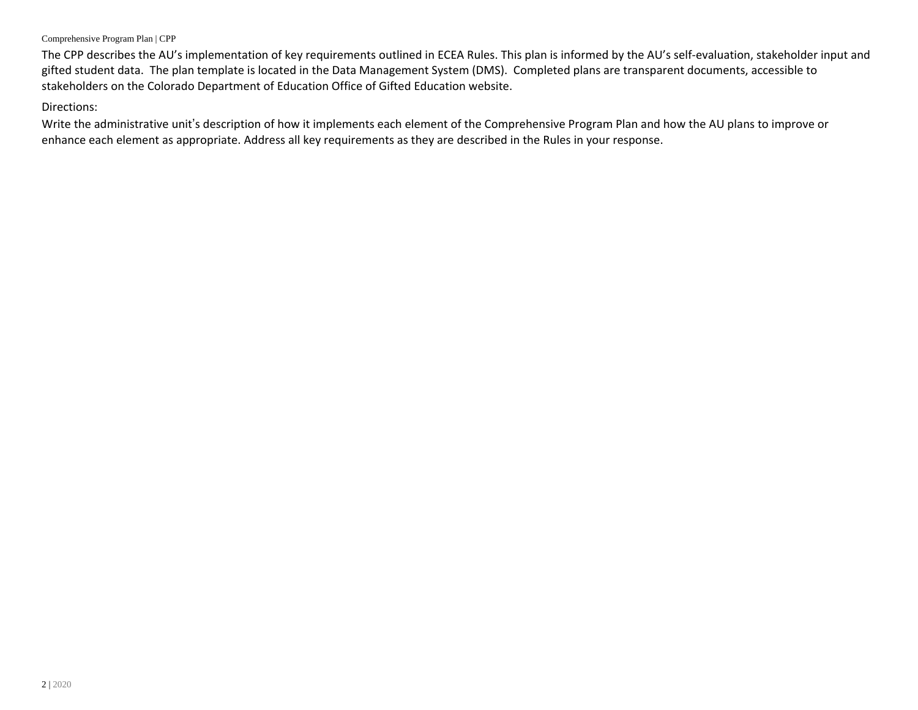The CPP describes the AU's implementation of key requirements outlined in ECEA Rules. This plan is informed by the AU's self-evaluation, stakeholder input and gifted student data. The plan template is located in the Data Management System (DMS). Completed plans are transparent documents, accessible to stakeholders on the Colorado Department of Education Office of Gifted Education website.

Directions:

Write the administrative unit's description of how it implements each element of the Comprehensive Program Plan and how the AU plans to improve or enhance each element as appropriate. Address all key requirements as they are described in the Rules in your response.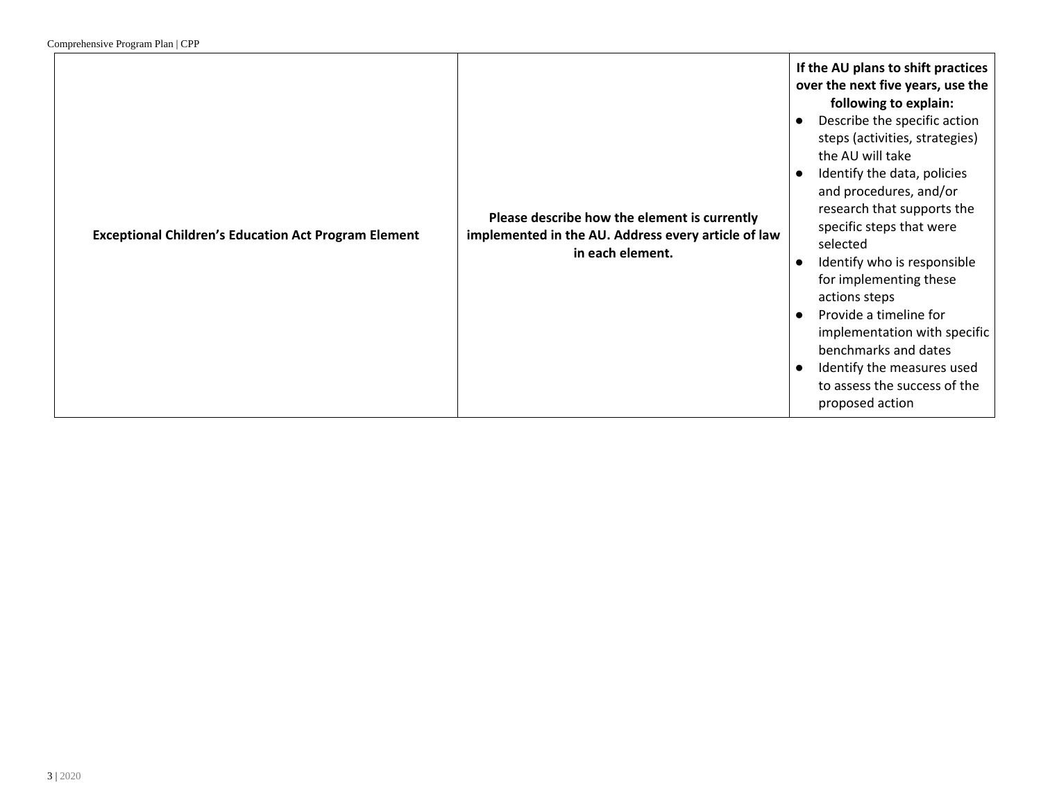| Exceptional Children's Education Act Program Element | Please describe how the element is currently implemented in the AU. Address every article of law in each element. | If the AU plans to shift practices over the next five years, use the following to explain:<br>● Describe the specific action steps (activities, strategies) the AU will take<br>● Identify the data, policies and procedures, and/or research that supports the specific steps that were selected<br>● Identify who is responsible for implementing these actions steps<br>● Provide a timeline for implementation with specific benchmarks and dates<br>● Identify the measures used to assess the success of the proposed action |
|---|---|---|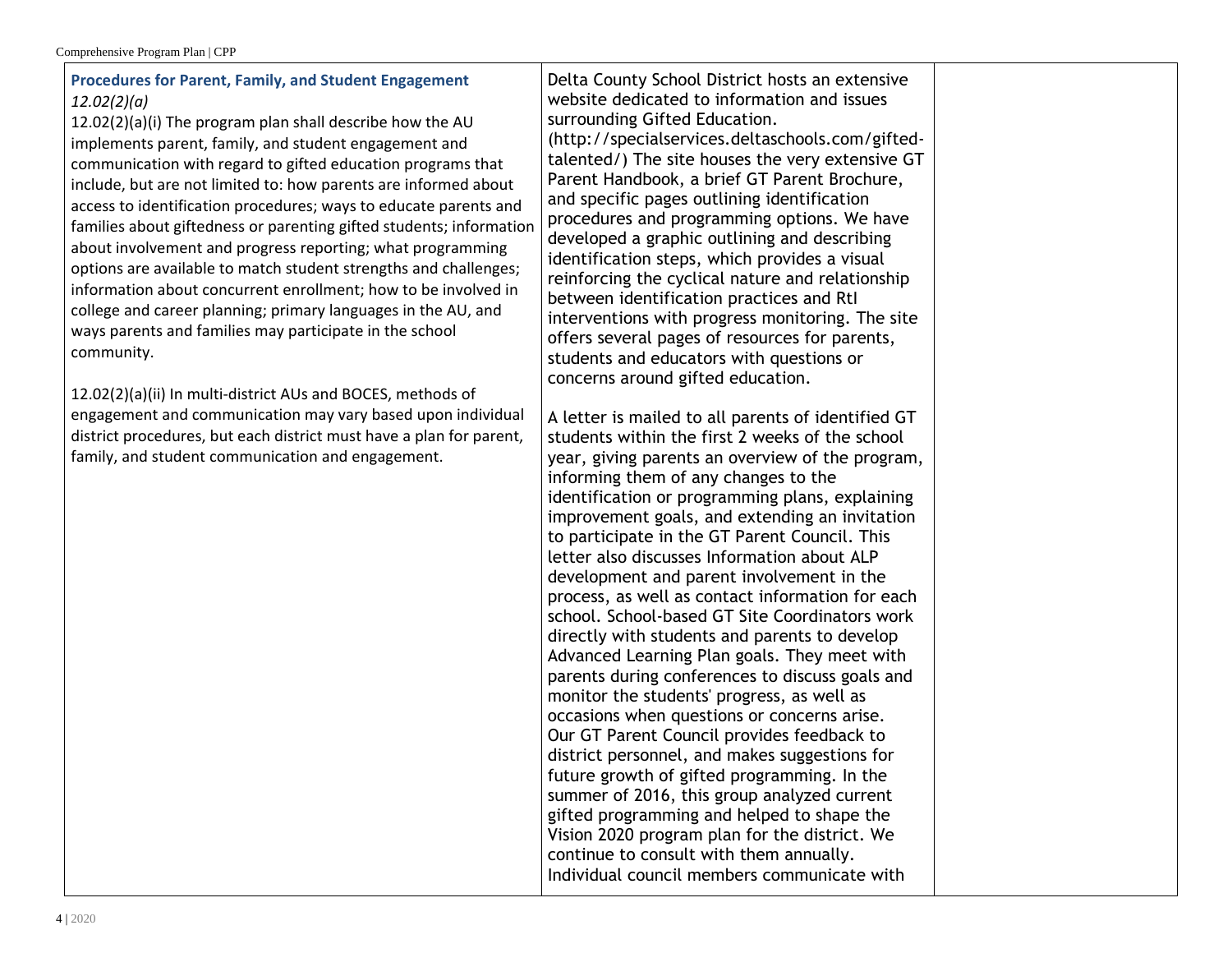| **Procedures for Parent, Family, and Student Engagement** *12.02(2)(a)* 12.02(2)(a)(i) The program plan shall describe how the AU implements parent, family, and student engagement and communication with regard to gifted education programs that include, but are not limited to: how parents are informed about access to identification procedures; ways to educate parents and families about giftedness or parenting gifted students; information about involvement and progress reporting; what programming options are available to match student strengths and challenges; information about concurrent enrollment; how to be involved in college and career planning; primary languages in the AU, and ways parents and families may participate in the school community.<br><br>12.02(2)(a)(ii) In multi-district AUs and BOCES, methods of engagement and communication may vary based upon individual district procedures, but each district must have a plan for parent, family, and student communication and engagement. | Delta County School District hosts an extensive website dedicated to information and issues surrounding Gifted Education. (http://specialservices.deltaschools.com/gifted-talented/) The site houses the very extensive GT Parent Handbook, a brief GT Parent Brochure, and specific pages outlining identification procedures and programming options. We have developed a graphic outlining and describing identification steps, which provides a visual reinforcing the cyclical nature and relationship between identification practices and RtI interventions with progress monitoring. The site offers several pages of resources for parents, students and educators with questions or concerns around gifted education.<br><br>A letter is mailed to all parents of identified GT students within the first 2 weeks of the school year, giving parents an overview of the program, informing them of any changes to the identification or programming plans, explaining improvement goals, and extending an invitation to participate in the GT Parent Council. This letter also discusses Information about ALP development and parent involvement in the process, as well as contact information for each school. School-based GT Site Coordinators work directly with students and parents to develop Advanced Learning Plan goals. They meet with parents during conferences to discuss goals and monitor the students' progress, as well as occasions when questions or concerns arise. Our GT Parent Council provides feedback to district personnel, and makes suggestions for future growth of gifted programming. In the summer of 2016, this group analyzed current gifted programming and helped to shape the Vision 2020 program plan for the district. We continue to consult with them annually. Individual council members communicate with | |
|---|---|---|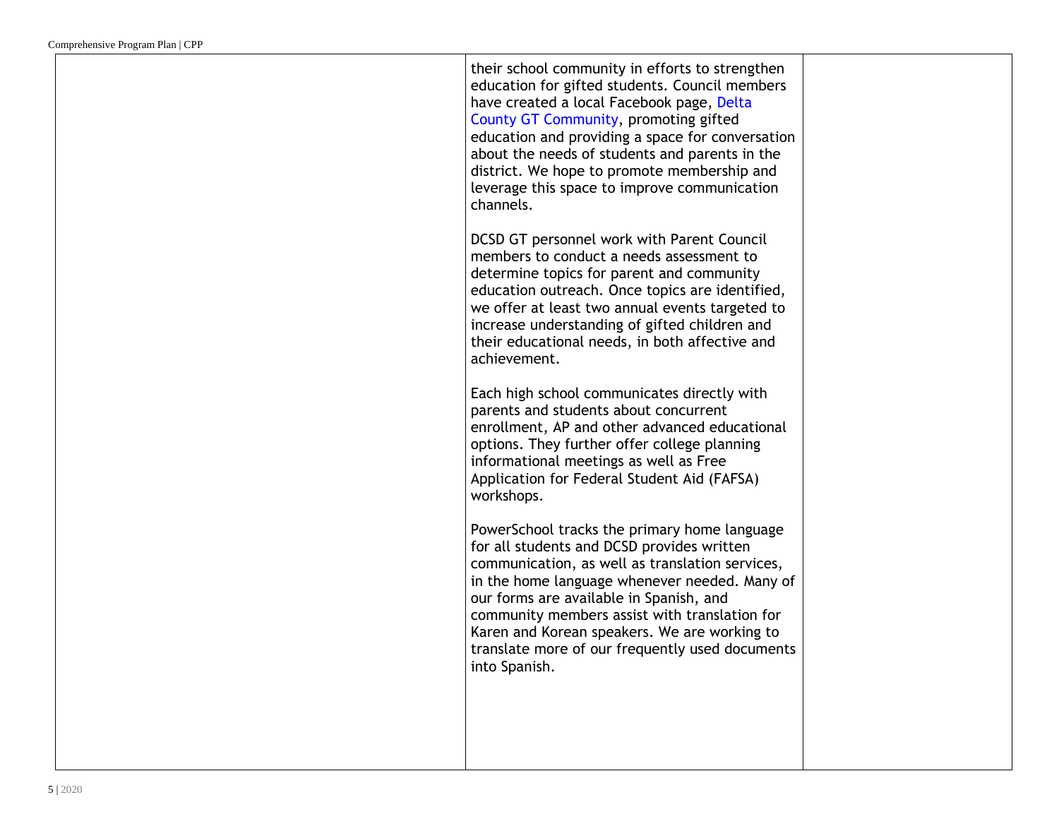| | | |
|---|---|---|
| | their school community in efforts to strengthen education for gifted students. Council members have created a local Facebook page, Delta County GT Community, promoting gifted education and providing a space for conversation about the needs of students and parents in the district. We hope to promote membership and leverage this space to improve communication channels.<br><br>DCSD GT personnel work with Parent Council members to conduct a needs assessment to determine topics for parent and community education outreach. Once topics are identified, we offer at least two annual events targeted to increase understanding of gifted children and their educational needs, in both affective and achievement.<br><br>Each high school communicates directly with parents and students about concurrent enrollment, AP and other advanced educational options. They further offer college planning informational meetings as well as Free Application for Federal Student Aid (FAFSA) workshops.<br><br>PowerSchool tracks the primary home language for all students and DCSD provides written communication, as well as translation services, in the home language whenever needed. Many of our forms are available in Spanish, and community members assist with translation for Karen and Korean speakers. We are working to translate more of our frequently used documents into Spanish. | |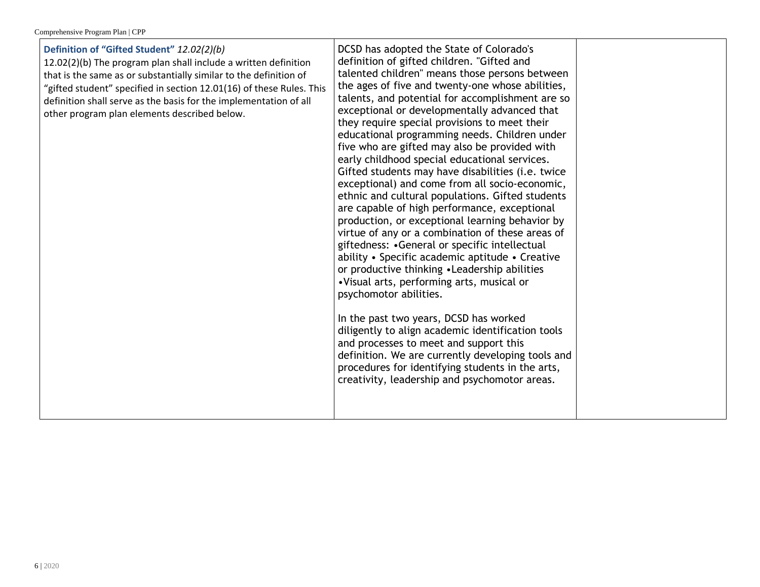| **Definition of "Gifted Student"** *12.02(2)(b)*<br>12.02(2)(b) The program plan shall include a written definition that is the same as or substantially similar to the definition of "gifted student" specified in section 12.01(16) of these Rules. This definition shall serve as the basis for the implementation of all other program plan elements described below. | DCSD has adopted the State of Colorado's definition of gifted children. "Gifted and talented children" means those persons between the ages of five and twenty-one whose abilities, talents, and potential for accomplishment are so exceptional or developmentally advanced that they require special provisions to meet their educational programming needs. Children under five who are gifted may also be provided with early childhood special educational services. Gifted students may have disabilities (i.e. twice exceptional) and come from all socio-economic, ethnic and cultural populations. Gifted students are capable of high performance, exceptional production, or exceptional learning behavior by virtue of any or a combination of these areas of giftedness: •General or specific intellectual ability • Specific academic aptitude • Creative or productive thinking •Leadership abilities •Visual arts, performing arts, musical or psychomotor abilities.<br><br>In the past two years, DCSD has worked diligently to align academic identification tools and processes to meet and support this definition. We are currently developing tools and procedures for identifying students in the arts, creativity, leadership and psychomotor areas. | |
|---|---|---|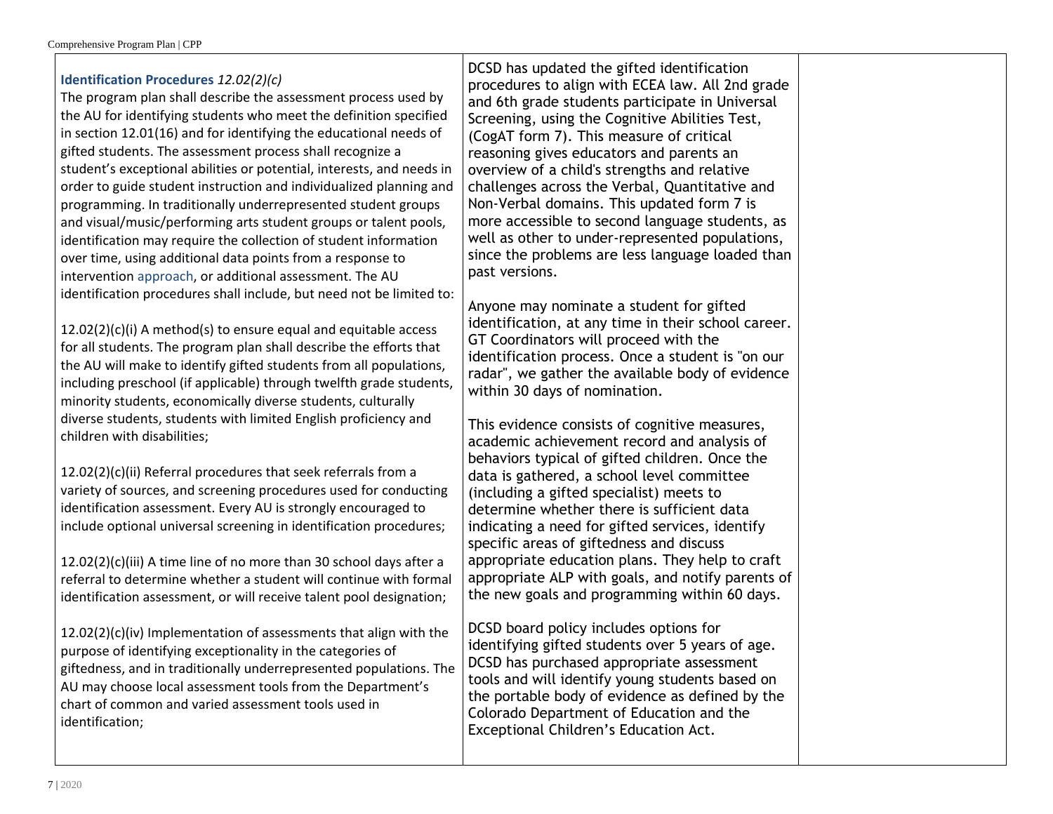| | | |
|---|---|---|
| **Identification Procedures** *12.02(2)(c)*<br>The program plan shall describe the assessment process used by the AU for identifying students who meet the definition specified in section 12.01(16) and for identifying the educational needs of gifted students. The assessment process shall recognize a student's exceptional abilities or potential, interests, and needs in order to guide student instruction and individualized planning and programming. In traditionally underrepresented student groups and visual/music/performing arts student groups or talent pools, identification may require the collection of student information over time, using additional data points from a response to intervention approach, or additional assessment. The AU identification procedures shall include, but need not be limited to:<br><br>12.02(2)(c)(i) A method(s) to ensure equal and equitable access for all students. The program plan shall describe the efforts that the AU will make to identify gifted students from all populations, including preschool (if applicable) through twelfth grade students, minority students, economically diverse students, culturally diverse students, students with limited English proficiency and children with disabilities;<br><br>12.02(2)(c)(ii) Referral procedures that seek referrals from a variety of sources, and screening procedures used for conducting identification assessment. Every AU is strongly encouraged to include optional universal screening in identification procedures;<br><br>12.02(2)(c)(iii) A time line of no more than 30 school days after a referral to determine whether a student will continue with formal identification assessment, or will receive talent pool designation;<br><br>12.02(2)(c)(iv) Implementation of assessments that align with the purpose of identifying exceptionality in the categories of giftedness, and in traditionally underrepresented populations. The AU may choose local assessment tools from the Department's chart of common and varied assessment tools used in identification; | DCSD has updated the gifted identification procedures to align with ECEA law. All 2nd grade and 6th grade students participate in Universal Screening, using the Cognitive Abilities Test, (CogAT form 7). This measure of critical reasoning gives educators and parents an overview of a child's strengths and relative challenges across the Verbal, Quantitative and Non-Verbal domains. This updated form 7 is more accessible to second language students, as well as other to under-represented populations, since the problems are less language loaded than past versions.<br><br>Anyone may nominate a student for gifted identification, at any time in their school career. GT Coordinators will proceed with the identification process. Once a student is "on our radar", we gather the available body of evidence within 30 days of nomination.<br><br>This evidence consists of cognitive measures, academic achievement record and analysis of behaviors typical of gifted children. Once the data is gathered, a school level committee (including a gifted specialist) meets to determine whether there is sufficient data indicating a need for gifted services, identify specific areas of giftedness and discuss appropriate education plans. They help to craft appropriate ALP with goals, and notify parents of the new goals and programming within 60 days.<br><br>DCSD board policy includes options for identifying gifted students over 5 years of age. DCSD has purchased appropriate assessment tools and will identify young students based on the portable body of evidence as defined by the Colorado Department of Education and the Exceptional Children's Education Act. | |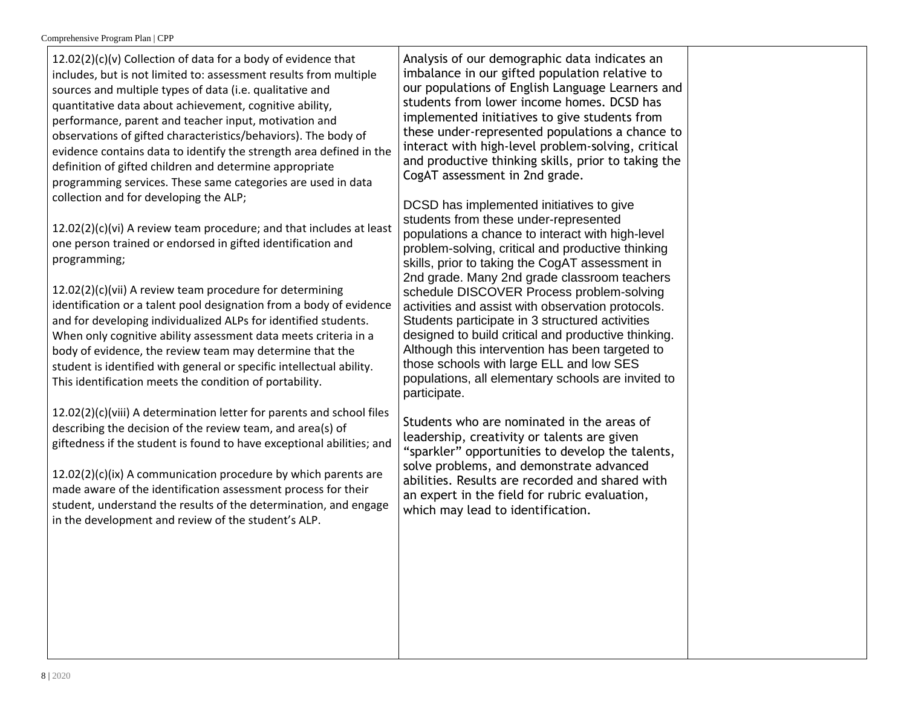| | | |
|---|---|---|
| 12.02(2)(c)(v) Collection of data for a body of evidence that includes, but is not limited to: assessment results from multiple sources and multiple types of data (i.e. qualitative and quantitative data about achievement, cognitive ability, performance, parent and teacher input, motivation and observations of gifted characteristics/behaviors). The body of evidence contains data to identify the strength area defined in the definition of gifted children and determine appropriate programming services. These same categories are used in data collection and for developing the ALP;<br><br>12.02(2)(c)(vi) A review team procedure; and that includes at least one person trained or endorsed in gifted identification and programming;<br><br>12.02(2)(c)(vii) A review team procedure for determining identification or a talent pool designation from a body of evidence and for developing individualized ALPs for identified students. When only cognitive ability assessment data meets criteria in a body of evidence, the review team may determine that the student is identified with general or specific intellectual ability. This identification meets the condition of portability.<br><br>12.02(2)(c)(viii) A determination letter for parents and school files describing the decision of the review team, and area(s) of giftedness if the student is found to have exceptional abilities; and<br><br>12.02(2)(c)(ix) A communication procedure by which parents are made aware of the identification assessment process for their student, understand the results of the determination, and engage in the development and review of the student's ALP. | Analysis of our demographic data indicates an imbalance in our gifted population relative to our populations of English Language Learners and students from lower income homes. DCSD has implemented initiatives to give students from these under-represented populations a chance to interact with high-level problem-solving, critical and productive thinking skills, prior to taking the CogAT assessment in 2nd grade.<br><br>DCSD has implemented initiatives to give students from these under-represented populations a chance to interact with high-level problem-solving, critical and productive thinking skills, prior to taking the CogAT assessment in 2nd grade. Many 2nd grade classroom teachers schedule DISCOVER Process problem-solving activities and assist with observation protocols. Students participate in 3 structured activities designed to build critical and productive thinking. Although this intervention has been targeted to those schools with large ELL and low SES populations, all elementary schools are invited to participate.<br><br>Students who are nominated in the areas of leadership, creativity or talents are given "sparkler" opportunities to develop the talents, solve problems, and demonstrate advanced abilities. Results are recorded and shared with an expert in the field for rubric evaluation, which may lead to identification. | |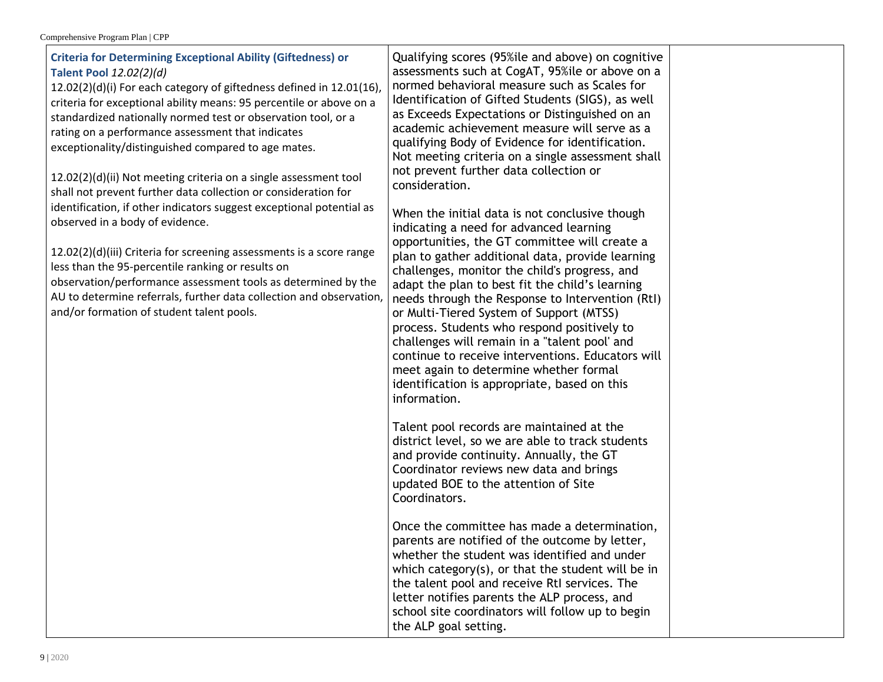| **Criteria for Determining Exceptional Ability (Giftedness) or Talent Pool** *12.02(2)(d)*<br>12.02(2)(d)(i) For each category of giftedness defined in 12.01(16), criteria for exceptional ability means: 95 percentile or above on a standardized nationally normed test or observation tool, or a rating on a performance assessment that indicates exceptionality/distinguished compared to age mates.<br><br>12.02(2)(d)(ii) Not meeting criteria on a single assessment tool shall not prevent further data collection or consideration for identification, if other indicators suggest exceptional potential as observed in a body of evidence.<br><br>12.02(2)(d)(iii) Criteria for screening assessments is a score range less than the 95-percentile ranking or results on observation/performance assessment tools as determined by the AU to determine referrals, further data collection and observation, and/or formation of student talent pools. | Qualifying scores (95%ile and above) on cognitive assessments such at CogAT, 95%ile or above on a normed behavioral measure such as Scales for Identification of Gifted Students (SIGS), as well as Exceeds Expectations or Distinguished on an academic achievement measure will serve as a qualifying Body of Evidence for identification. Not meeting criteria on a single assessment shall not prevent further data collection or consideration.<br><br>When the initial data is not conclusive though indicating a need for advanced learning opportunities, the GT committee will create a plan to gather additional data, provide learning challenges, monitor the child's progress, and adapt the plan to best fit the child's learning needs through the Response to Intervention (RtI) or Multi-Tiered System of Support (MTSS) process. Students who respond positively to challenges will remain in a "talent pool' and continue to receive interventions. Educators will meet again to determine whether formal identification is appropriate, based on this information.<br><br>Talent pool records are maintained at the district level, so we are able to track students and provide continuity. Annually, the GT Coordinator reviews new data and brings updated BOE to the attention of Site Coordinators.<br><br>Once the committee has made a determination, parents are notified of the outcome by letter, whether the student was identified and under which category(s), or that the student will be in the talent pool and receive RtI services. The letter notifies parents the ALP process, and school site coordinators will follow up to begin the ALP goal setting. | |
|---|---|---|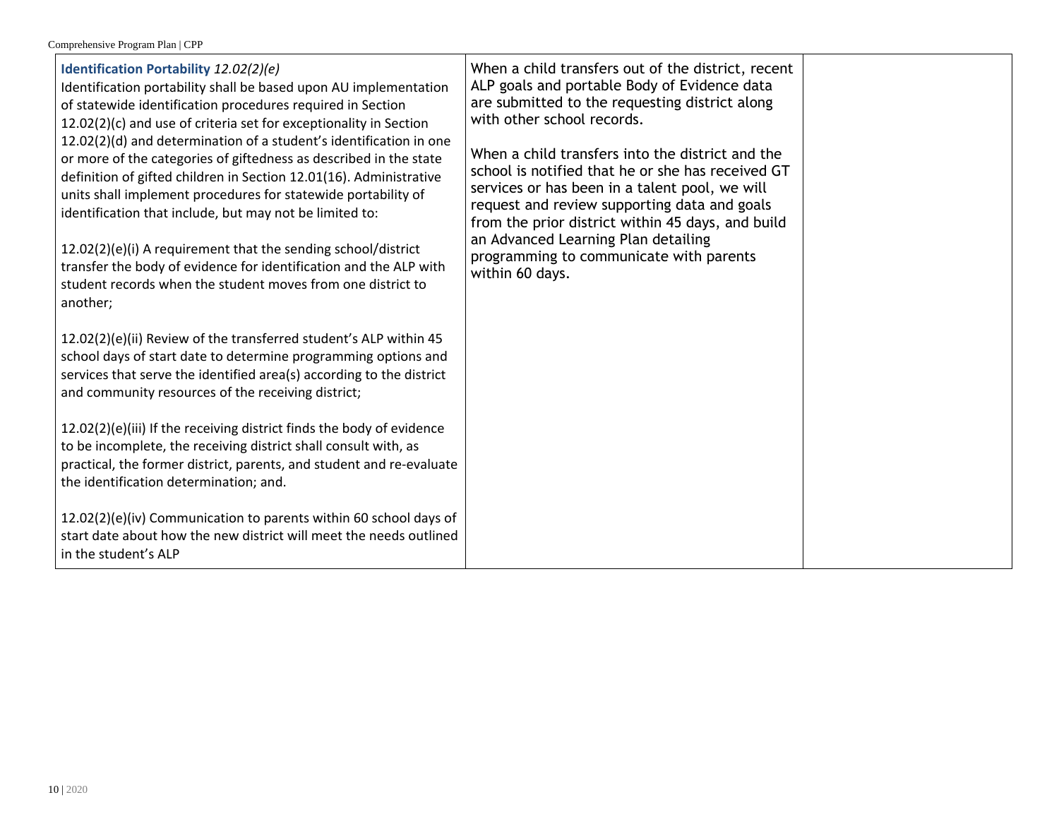| **Identification Portability** *12.02(2)(e)*<br>Identification portability shall be based upon AU implementation of statewide identification procedures required in Section 12.02(2)(c) and use of criteria set for exceptionality in Section 12.02(2)(d) and determination of a student's identification in one or more of the categories of giftedness as described in the state definition of gifted children in Section 12.01(16). Administrative units shall implement procedures for statewide portability of identification that include, but may not be limited to:<br><br>12.02(2)(e)(i) A requirement that the sending school/district transfer the body of evidence for identification and the ALP with student records when the student moves from one district to another;<br><br>12.02(2)(e)(ii) Review of the transferred student's ALP within 45 school days of start date to determine programming options and services that serve the identified area(s) according to the district and community resources of the receiving district;<br><br>12.02(2)(e)(iii) If the receiving district finds the body of evidence to be incomplete, the receiving district shall consult with, as practical, the former district, parents, and student and re-evaluate the identification determination; and.<br><br>12.02(2)(e)(iv) Communication to parents within 60 school days of start date about how the new district will meet the needs outlined in the student's ALP | When a child transfers out of the district, recent ALP goals and portable Body of Evidence data are submitted to the requesting district along with other school records.<br><br>When a child transfers into the district and the school is notified that he or she has received GT services or has been in a talent pool, we will request and review supporting data and goals from the prior district within 45 days, and build an Advanced Learning Plan detailing programming to communicate with parents within 60 days. | |
|---|---|---|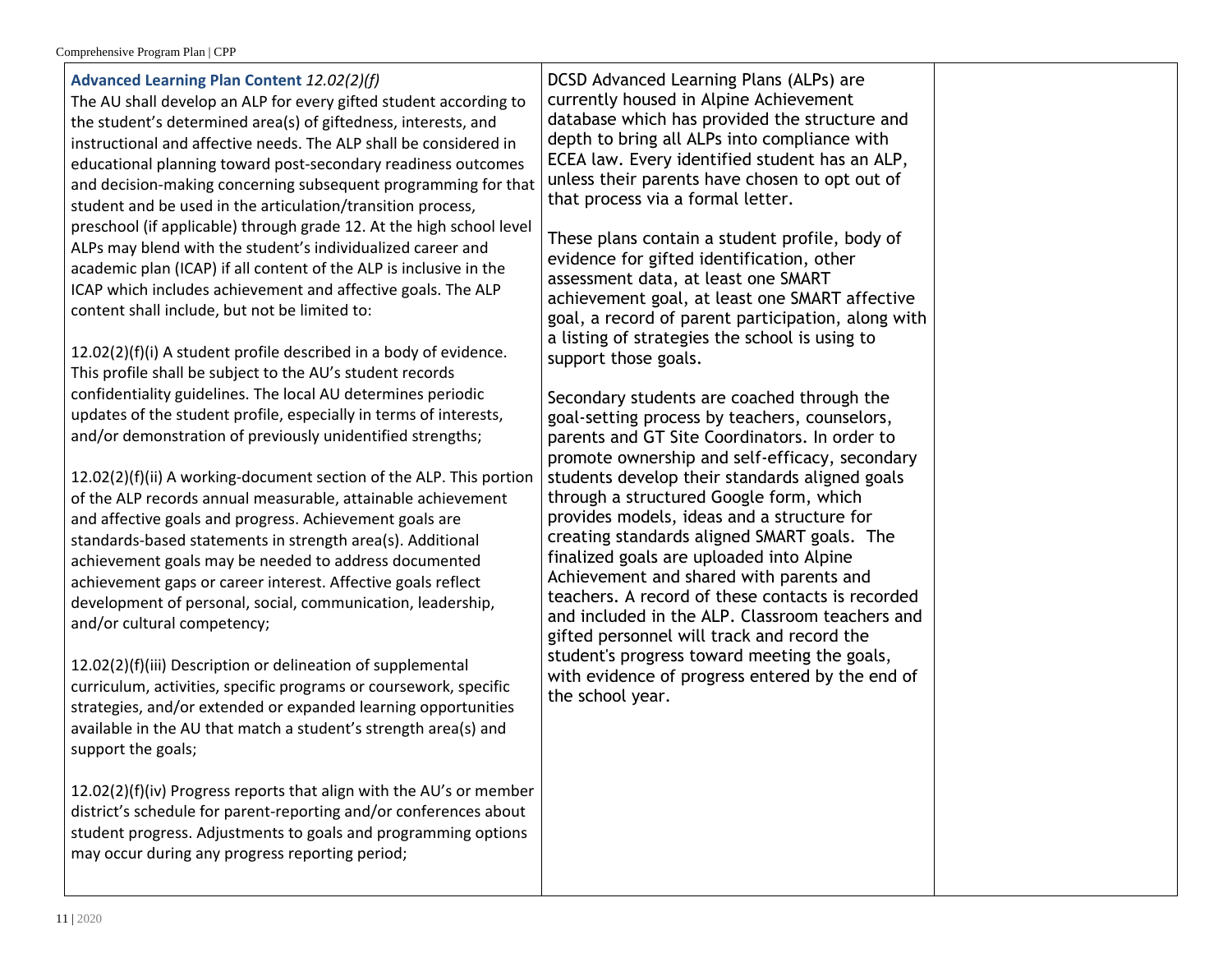| **Advanced Learning Plan Content** *12.02(2)(f)*<br>The AU shall develop an ALP for every gifted student according to the student's determined area(s) of giftedness, interests, and instructional and affective needs. The ALP shall be considered in educational planning toward post-secondary readiness outcomes and decision-making concerning subsequent programming for that student and be used in the articulation/transition process, preschool (if applicable) through grade 12. At the high school level ALPs may blend with the student's individualized career and academic plan (ICAP) if all content of the ALP is inclusive in the ICAP which includes achievement and affective goals. The ALP content shall include, but not be limited to:<br><br>12.02(2)(f)(i) A student profile described in a body of evidence. This profile shall be subject to the AU's student records confidentiality guidelines. The local AU determines periodic updates of the student profile, especially in terms of interests, and/or demonstration of previously unidentified strengths;<br><br>12.02(2)(f)(ii) A working-document section of the ALP. This portion of the ALP records annual measurable, attainable achievement and affective goals and progress. Achievement goals are standards-based statements in strength area(s). Additional achievement goals may be needed to address documented achievement gaps or career interest. Affective goals reflect development of personal, social, communication, leadership, and/or cultural competency;<br><br>12.02(2)(f)(iii) Description or delineation of supplemental curriculum, activities, specific programs or coursework, specific strategies, and/or extended or expanded learning opportunities available in the AU that match a student's strength area(s) and support the goals;<br><br>12.02(2)(f)(iv) Progress reports that align with the AU's or member district's schedule for parent-reporting and/or conferences about student progress. Adjustments to goals and programming options may occur during any progress reporting period; | DCSD Advanced Learning Plans (ALPs) are currently housed in Alpine Achievement database which has provided the structure and depth to bring all ALPs into compliance with ECEA law. Every identified student has an ALP, unless their parents have chosen to opt out of that process via a formal letter.<br><br>These plans contain a student profile, body of evidence for gifted identification, other assessment data, at least one SMART achievement goal, at least one SMART affective goal, a record of parent participation, along with a listing of strategies the school is using to support those goals.<br><br>Secondary students are coached through the goal-setting process by teachers, counselors, parents and GT Site Coordinators. In order to promote ownership and self-efficacy, secondary students develop their standards aligned goals through a structured Google form, which provides models, ideas and a structure for creating standards aligned SMART goals. The finalized goals are uploaded into Alpine Achievement and shared with parents and teachers. A record of these contacts is recorded and included in the ALP. Classroom teachers and gifted personnel will track and record the student's progress toward meeting the goals, with evidence of progress entered by the end of the school year. | |
|---|---|---|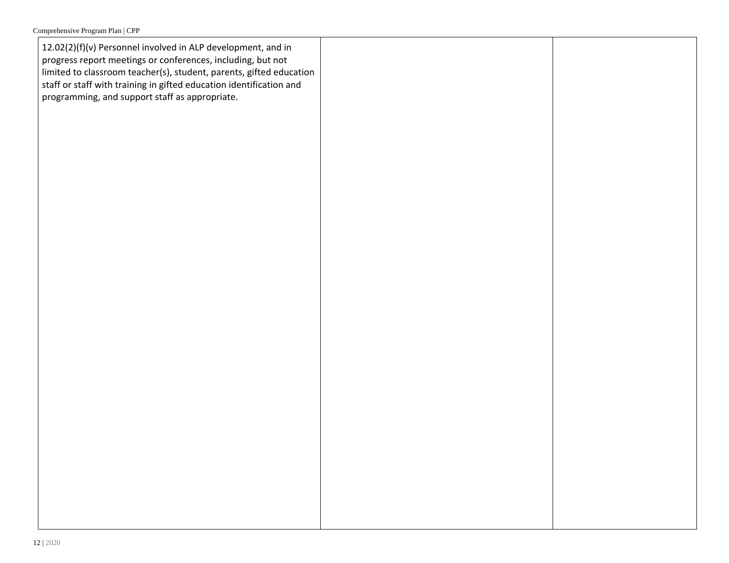| | | |
|---|---|---|
| 12.02(2)(f)(v) Personnel involved in ALP development, and in progress report meetings or conferences, including, but not limited to classroom teacher(s), student, parents, gifted education staff or staff with training in gifted education identification and programming, and support staff as appropriate. | | |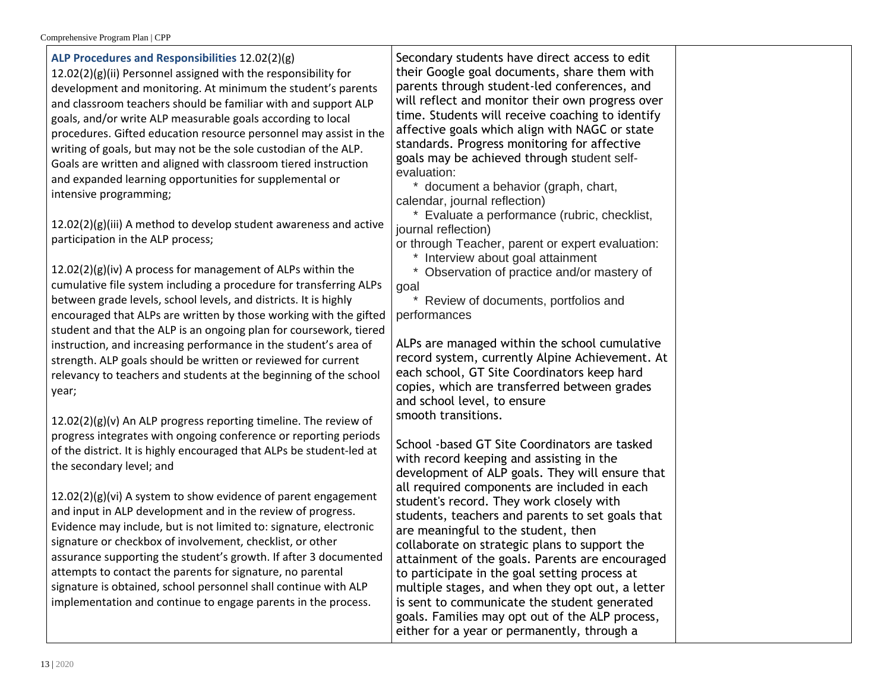| | | |
|---|---|---|
| **ALP Procedures and Responsibilities** 12.02(2)(g)<br>12.02(2)(g)(ii) Personnel assigned with the responsibility for development and monitoring. At minimum the student's parents and classroom teachers should be familiar with and support ALP goals, and/or write ALP measurable goals according to local procedures. Gifted education resource personnel may assist in the writing of goals, but may not be the sole custodian of the ALP. Goals are written and aligned with classroom tiered instruction and expanded learning opportunities for supplemental or intensive programming;<br><br>12.02(2)(g)(iii) A method to develop student awareness and active participation in the ALP process;<br><br>12.02(2)(g)(iv) A process for management of ALPs within the cumulative file system including a procedure for transferring ALPs between grade levels, school levels, and districts. It is highly encouraged that ALPs are written by those working with the gifted student and that the ALP is an ongoing plan for coursework, tiered instruction, and increasing performance in the student's area of strength. ALP goals should be written or reviewed for current relevancy to teachers and students at the beginning of the school year;<br><br>12.02(2)(g)(v) An ALP progress reporting timeline. The review of progress integrates with ongoing conference or reporting periods of the district. It is highly encouraged that ALPs be student-led at the secondary level; and<br><br>12.02(2)(g)(vi) A system to show evidence of parent engagement and input in ALP development and in the review of progress. Evidence may include, but is not limited to: signature, electronic signature or checkbox of involvement, checklist, or other assurance supporting the student's growth. If after 3 documented attempts to contact the parents for signature, no parental signature is obtained, school personnel shall continue with ALP implementation and continue to engage parents in the process. | Secondary students have direct access to edit their Google goal documents, share them with parents through student-led conferences, and will reflect and monitor their own progress over time. Students will receive coaching to identify affective goals which align with NAGC or state standards. Progress monitoring for affective goals may be achieved through student self-evaluation:<br>* document a behavior (graph, chart, calendar, journal reflection)<br>* Evaluate a performance (rubric, checklist, journal reflection)<br>or through Teacher, parent or expert evaluation:<br>* Interview about goal attainment<br>* Observation of practice and/or mastery of goal<br>* Review of documents, portfolios and performances<br><br>ALPs are managed within the school cumulative record system, currently Alpine Achievement. At each school, GT Site Coordinators keep hard copies, which are transferred between grades and school level, to ensure smooth transitions.<br><br>School -based GT Site Coordinators are tasked with record keeping and assisting in the development of ALP goals. They will ensure that all required components are included in each student's record. They work closely with students, teachers and parents to set goals that are meaningful to the student, then collaborate on strategic plans to support the attainment of the goals. Parents are encouraged to participate in the goal setting process at multiple stages, and when they opt out, a letter is sent to communicate the student generated goals. Families may opt out of the ALP process, either for a year or permanently, through a | |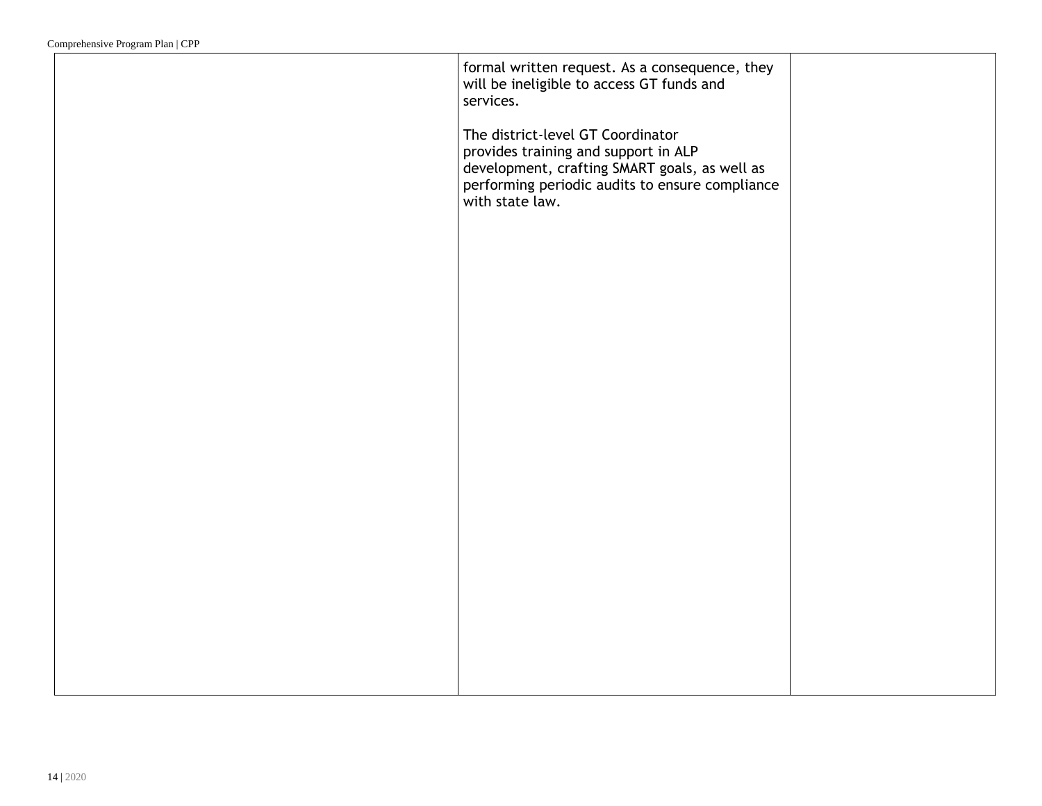| | | |
|---|---|---|
| | formal written request. As a consequence, they will be ineligible to access GT funds and services.<br><br>The district-level GT Coordinator provides training and support in ALP development, crafting SMART goals, as well as performing periodic audits to ensure compliance with state law. | |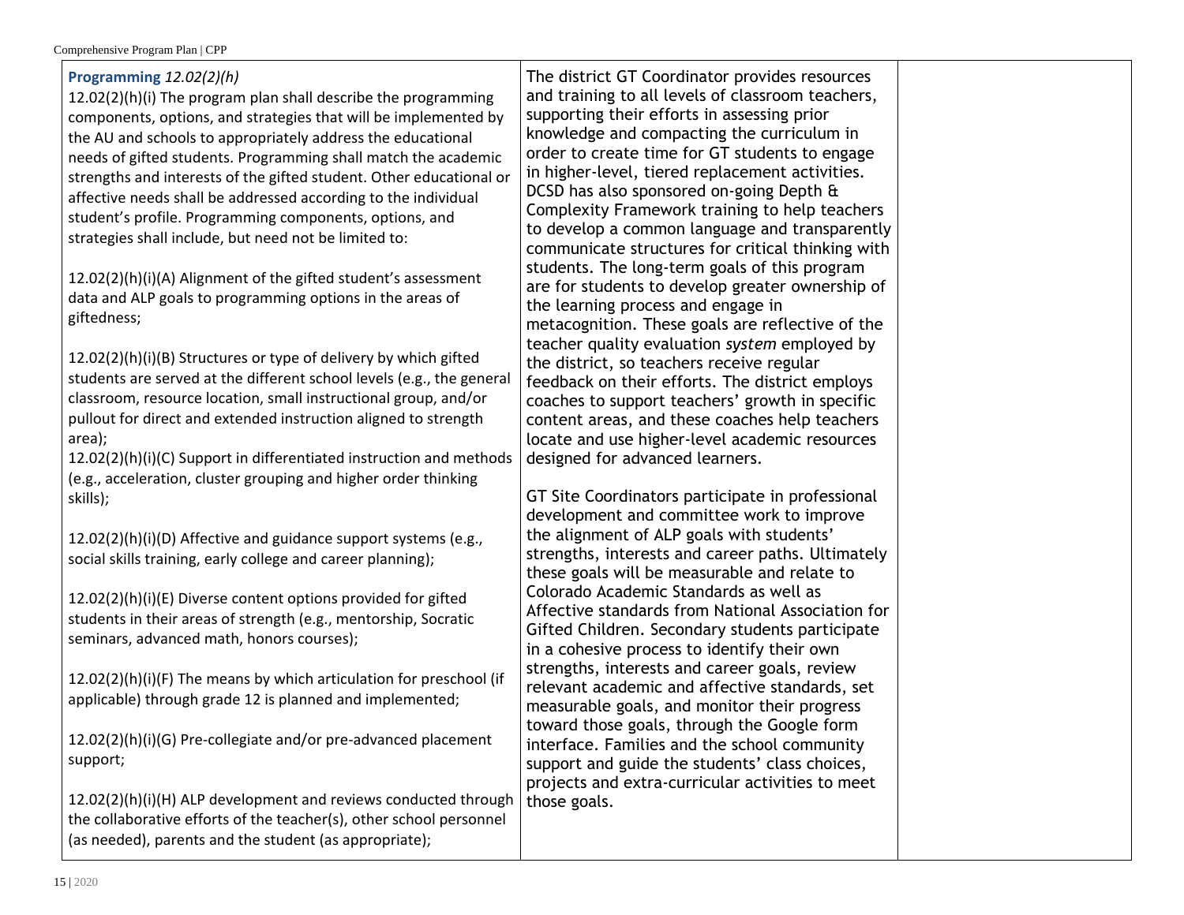| **Programming** *12.02(2)(h)*<br>12.02(2)(h)(i) The program plan shall describe the programming components, options, and strategies that will be implemented by the AU and schools to appropriately address the educational needs of gifted students. Programming shall match the academic strengths and interests of the gifted student. Other educational or affective needs shall be addressed according to the individual student's profile. Programming components, options, and strategies shall include, but need not be limited to:<br><br>12.02(2)(h)(i)(A) Alignment of the gifted student's assessment data and ALP goals to programming options in the areas of giftedness;<br><br>12.02(2)(h)(i)(B) Structures or type of delivery by which gifted students are served at the different school levels (e.g., the general classroom, resource location, small instructional group, and/or pullout for direct and extended instruction aligned to strength area);<br>12.02(2)(h)(i)(C) Support in differentiated instruction and methods (e.g., acceleration, cluster grouping and higher order thinking skills);<br><br>12.02(2)(h)(i)(D) Affective and guidance support systems (e.g., social skills training, early college and career planning);<br><br>12.02(2)(h)(i)(E) Diverse content options provided for gifted students in their areas of strength (e.g., mentorship, Socratic seminars, advanced math, honors courses);<br><br>12.02(2)(h)(i)(F) The means by which articulation for preschool (if applicable) through grade 12 is planned and implemented;<br><br>12.02(2)(h)(i)(G) Pre-collegiate and/or pre-advanced placement support;<br><br>12.02(2)(h)(i)(H) ALP development and reviews conducted through the collaborative efforts of the teacher(s), other school personnel (as needed), parents and the student (as appropriate); | The district GT Coordinator provides resources and training to all levels of classroom teachers, supporting their efforts in assessing prior knowledge and compacting the curriculum in order to create time for GT students to engage in higher-level, tiered replacement activities. DCSD has also sponsored on-going Depth & Complexity Framework training to help teachers to develop a common language and transparently communicate structures for critical thinking with students. The long-term goals of this program are for students to develop greater ownership of the learning process and engage in metacognition. These goals are reflective of the teacher quality evaluation *system* employed by the district, so teachers receive regular feedback on their efforts. The district employs coaches to support teachers' growth in specific content areas, and these coaches help teachers locate and use higher-level academic resources designed for advanced learners.<br><br>GT Site Coordinators participate in professional development and committee work to improve the alignment of ALP goals with students' strengths, interests and career paths. Ultimately these goals will be measurable and relate to Colorado Academic Standards as well as Affective standards from National Association for Gifted Children. Secondary students participate in a cohesive process to identify their own strengths, interests and career goals, review relevant academic and affective standards, set measurable goals, and monitor their progress toward those goals, through the Google form interface. Families and the school community support and guide the students' class choices, projects and extra-curricular activities to meet those goals. | |
|---|---|---|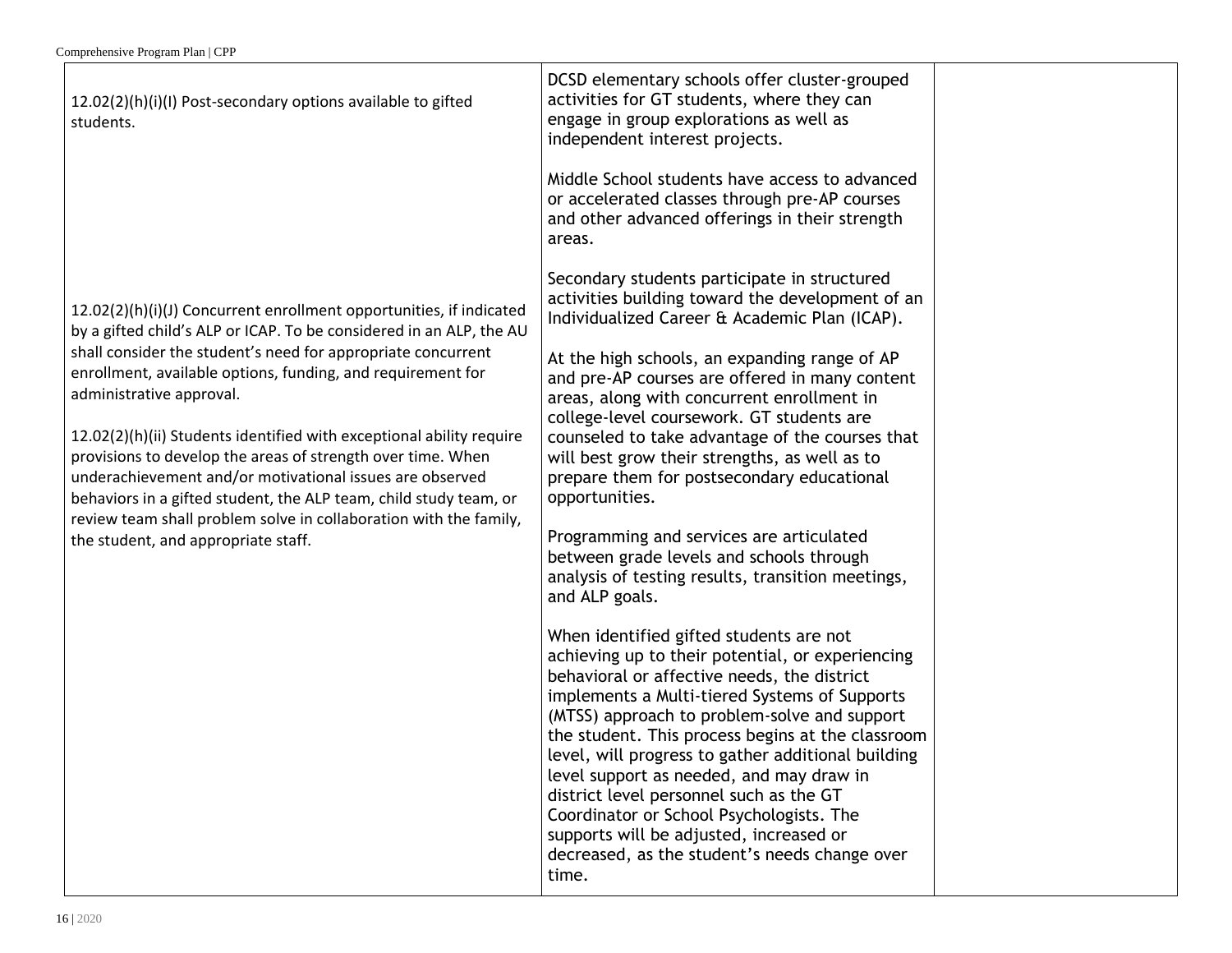| | | |
|---|---|---|
| 12.02(2)(h)(i)(I) Post-secondary options available to gifted students.<br><br>12.02(2)(h)(i)(J) Concurrent enrollment opportunities, if indicated by a gifted child's ALP or ICAP. To be considered in an ALP, the AU shall consider the student's need for appropriate concurrent enrollment, available options, funding, and requirement for administrative approval.<br><br>12.02(2)(h)(ii) Students identified with exceptional ability require provisions to develop the areas of strength over time. When underachievement and/or motivational issues are observed behaviors in a gifted student, the ALP team, child study team, or review team shall problem solve in collaboration with the family, the student, and appropriate staff. | DCSD elementary schools offer cluster-grouped activities for GT students, where they can engage in group explorations as well as independent interest projects.<br><br>Middle School students have access to advanced or accelerated classes through pre-AP courses and other advanced offerings in their strength areas.<br><br>Secondary students participate in structured activities building toward the development of an Individualized Career & Academic Plan (ICAP).<br><br>At the high schools, an expanding range of AP and pre-AP courses are offered in many content areas, along with concurrent enrollment in college-level coursework. GT students are counseled to take advantage of the courses that will best grow their strengths, as well as to prepare them for postsecondary educational opportunities.<br><br>Programming and services are articulated between grade levels and schools through analysis of testing results, transition meetings, and ALP goals.<br><br>When identified gifted students are not achieving up to their potential, or experiencing behavioral or affective needs, the district implements a Multi-tiered Systems of Supports (MTSS) approach to problem-solve and support the student. This process begins at the classroom level, will progress to gather additional building level support as needed, and may draw in district level personnel such as the GT Coordinator or School Psychologists. The supports will be adjusted, increased or decreased, as the student's needs change over time. | |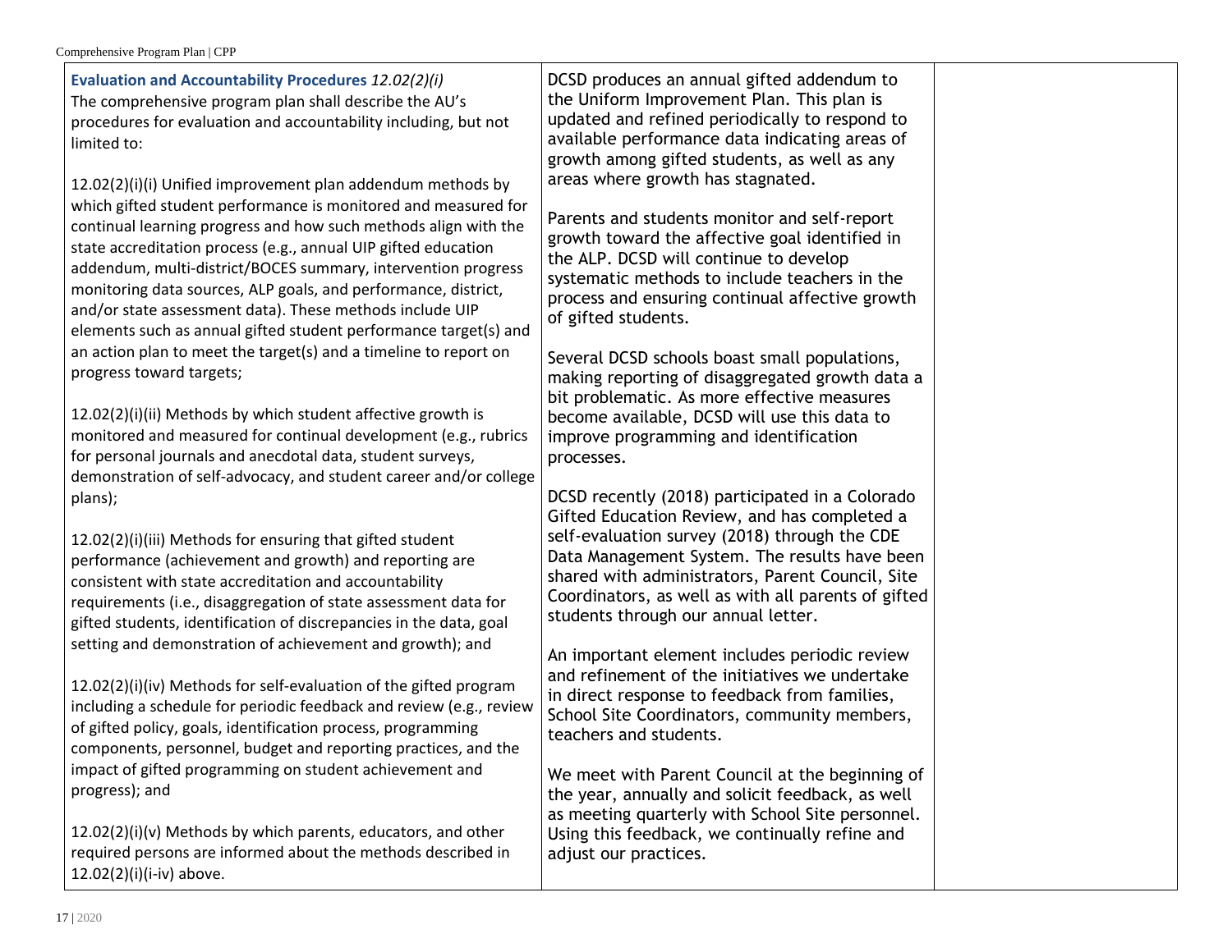| **Evaluation and Accountability Procedures** *12.02(2)(i)*<br>The comprehensive program plan shall describe the AU's procedures for evaluation and accountability including, but not limited to:<br><br>12.02(2)(i)(i) Unified improvement plan addendum methods by which gifted student performance is monitored and measured for continual learning progress and how such methods align with the state accreditation process (e.g., annual UIP gifted education addendum, multi-district/BOCES summary, intervention progress monitoring data sources, ALP goals, and performance, district, and/or state assessment data). These methods include UIP elements such as annual gifted student performance target(s) and an action plan to meet the target(s) and a timeline to report on progress toward targets;<br><br>12.02(2)(i)(ii) Methods by which student affective growth is monitored and measured for continual development (e.g., rubrics for personal journals and anecdotal data, student surveys, demonstration of self-advocacy, and student career and/or college plans);<br><br>12.02(2)(i)(iii) Methods for ensuring that gifted student performance (achievement and growth) and reporting are consistent with state accreditation and accountability requirements (i.e., disaggregation of state assessment data for gifted students, identification of discrepancies in the data, goal setting and demonstration of achievement and growth); and<br><br>12.02(2)(i)(iv) Methods for self-evaluation of the gifted program including a schedule for periodic feedback and review (e.g., review of gifted policy, goals, identification process, programming components, personnel, budget and reporting practices, and the impact of gifted programming on student achievement and progress); and<br><br>12.02(2)(i)(v) Methods by which parents, educators, and other required persons are informed about the methods described in 12.02(2)(i)(i-iv) above. | DCSD produces an annual gifted addendum to the Uniform Improvement Plan. This plan is updated and refined periodically to respond to available performance data indicating areas of growth among gifted students, as well as any areas where growth has stagnated.<br><br>Parents and students monitor and self-report growth toward the affective goal identified in the ALP. DCSD will continue to develop systematic methods to include teachers in the process and ensuring continual affective growth of gifted students.<br><br>Several DCSD schools boast small populations, making reporting of disaggregated growth data a bit problematic. As more effective measures become available, DCSD will use this data to improve programming and identification processes.<br><br>DCSD recently (2018) participated in a Colorado Gifted Education Review, and has completed a self-evaluation survey (2018) through the CDE Data Management System. The results have been shared with administrators, Parent Council, Site Coordinators, as well as with all parents of gifted students through our annual letter.<br><br>An important element includes periodic review and refinement of the initiatives we undertake in direct response to feedback from families, School Site Coordinators, community members, teachers and students.<br><br>We meet with Parent Council at the beginning of the year, annually and solicit feedback, as well as meeting quarterly with School Site personnel. Using this feedback, we continually refine and adjust our practices. | |
|---|---|---|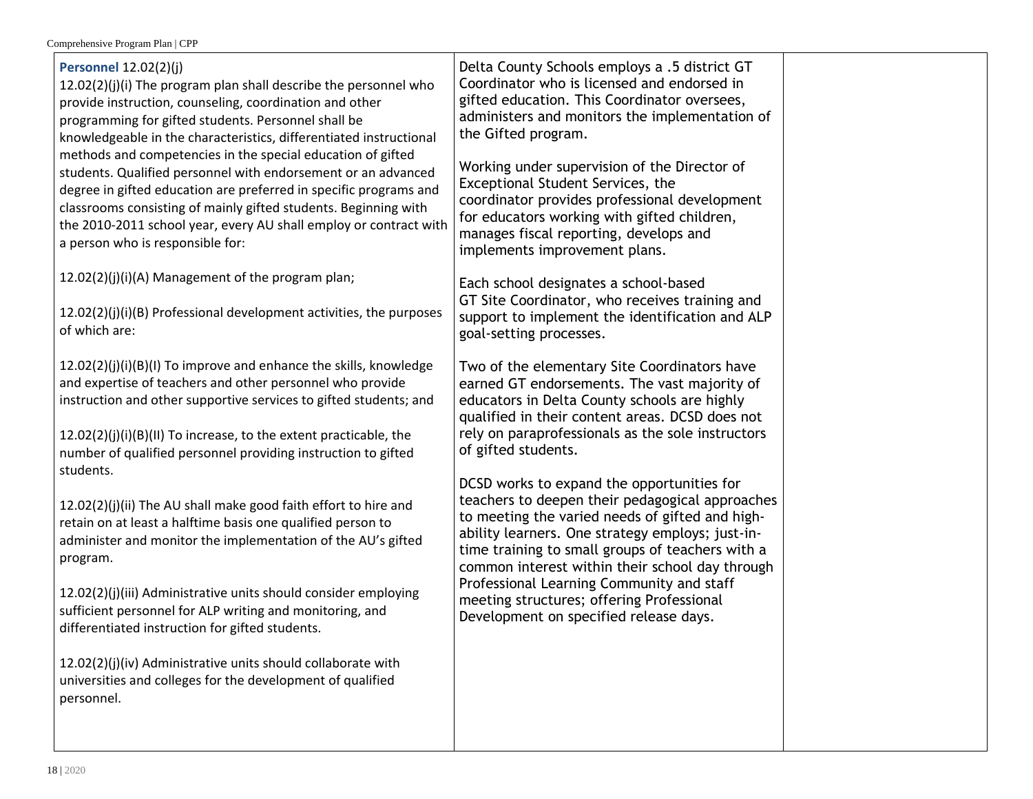| **Personnel** 12.02(2)(j)<br>12.02(2)(j)(i) The program plan shall describe the personnel who provide instruction, counseling, coordination and other programming for gifted students. Personnel shall be knowledgeable in the characteristics, differentiated instructional methods and competencies in the special education of gifted students. Qualified personnel with endorsement or an advanced degree in gifted education are preferred in specific programs and classrooms consisting of mainly gifted students. Beginning with the 2010-2011 school year, every AU shall employ or contract with a person who is responsible for:<br><br>12.02(2)(j)(i)(A) Management of the program plan;<br><br>12.02(2)(j)(i)(B) Professional development activities, the purposes of which are:<br><br>12.02(2)(j)(i)(B)(I) To improve and enhance the skills, knowledge and expertise of teachers and other personnel who provide instruction and other supportive services to gifted students; and<br><br>12.02(2)(j)(i)(B)(II) To increase, to the extent practicable, the number of qualified personnel providing instruction to gifted students.<br><br>12.02(2)(j)(ii) The AU shall make good faith effort to hire and retain on at least a halftime basis one qualified person to administer and monitor the implementation of the AU's gifted program.<br><br>12.02(2)(j)(iii) Administrative units should consider employing sufficient personnel for ALP writing and monitoring, and differentiated instruction for gifted students.<br><br>12.02(2)(j)(iv) Administrative units should collaborate with universities and colleges for the development of qualified personnel. | Delta County Schools employs a .5 district GT Coordinator who is licensed and endorsed in gifted education. This Coordinator oversees, administers and monitors the implementation of the Gifted program.<br><br>Working under supervision of the Director of Exceptional Student Services, the coordinator provides professional development for educators working with gifted children, manages fiscal reporting, develops and implements improvement plans.<br><br>Each school designates a school-based GT Site Coordinator, who receives training and support to implement the identification and ALP goal-setting processes.<br><br>Two of the elementary Site Coordinators have earned GT endorsements. The vast majority of educators in Delta County schools are highly qualified in their content areas. DCSD does not rely on paraprofessionals as the sole instructors of gifted students.<br><br>DCSD works to expand the opportunities for teachers to deepen their pedagogical approaches to meeting the varied needs of gifted and high-ability learners. One strategy employs; just-in-time training to small groups of teachers with a common interest within their school day through Professional Learning Community and staff meeting structures; offering Professional Development on specified release days. | |
|---|---|---|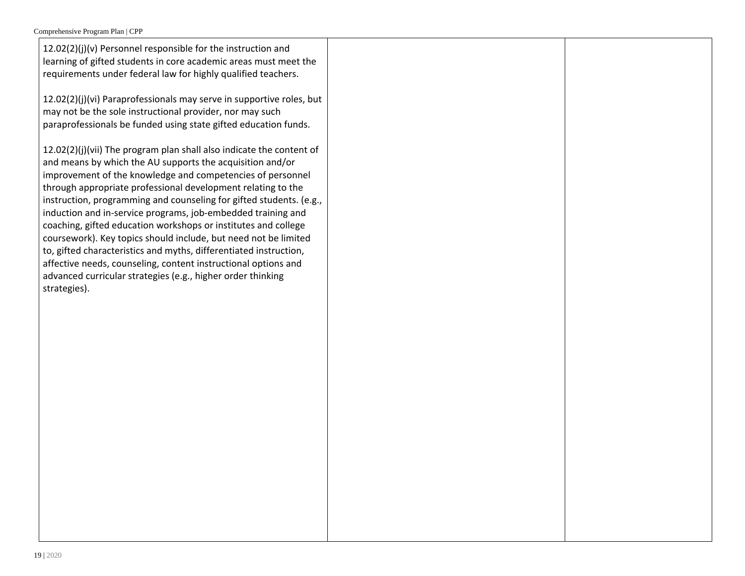| | | |
|---|---|---|
| 12.02(2)(j)(v) Personnel responsible for the instruction and learning of gifted students in core academic areas must meet the requirements under federal law for highly qualified teachers.<br><br>12.02(2)(j)(vi) Paraprofessionals may serve in supportive roles, but may not be the sole instructional provider, nor may such paraprofessionals be funded using state gifted education funds.<br><br>12.02(2)(j)(vii) The program plan shall also indicate the content of and means by which the AU supports the acquisition and/or improvement of the knowledge and competencies of personnel through appropriate professional development relating to the instruction, programming and counseling for gifted students. (e.g., induction and in-service programs, job-embedded training and coaching, gifted education workshops or institutes and college coursework). Key topics should include, but need not be limited to, gifted characteristics and myths, differentiated instruction, affective needs, counseling, content instructional options and advanced curricular strategies (e.g., higher order thinking strategies). | | |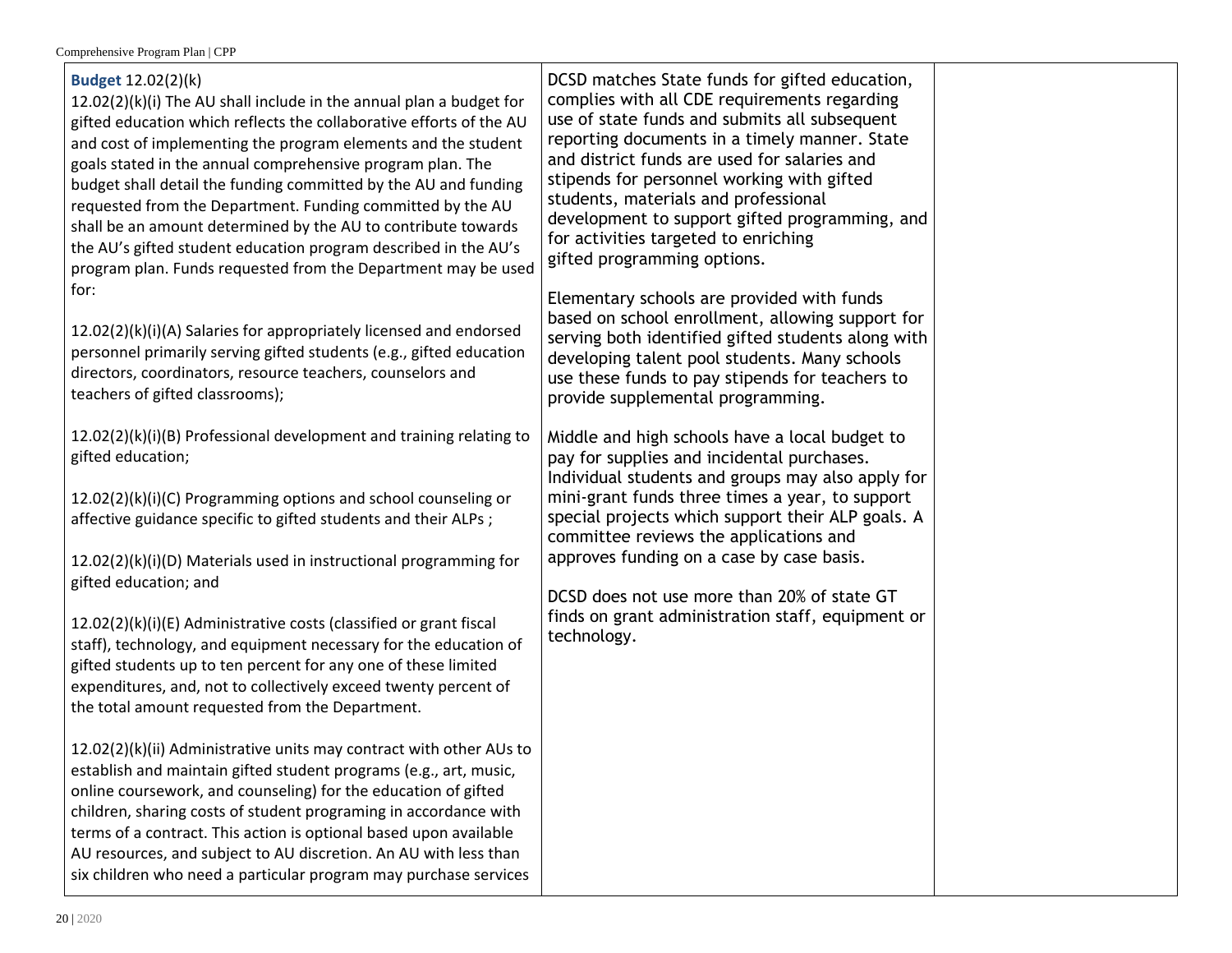| | | |
|---|---|---|
| **Budget** 12.02(2)(k)<br><br>12.02(2)(k)(i) The AU shall include in the annual plan a budget for gifted education which reflects the collaborative efforts of the AU and cost of implementing the program elements and the student goals stated in the annual comprehensive program plan. The budget shall detail the funding committed by the AU and funding requested from the Department. Funding committed by the AU shall be an amount determined by the AU to contribute towards the AU's gifted student education program described in the AU's program plan. Funds requested from the Department may be used for:<br><br>12.02(2)(k)(i)(A) Salaries for appropriately licensed and endorsed personnel primarily serving gifted students (e.g., gifted education directors, coordinators, resource teachers, counselors and teachers of gifted classrooms);<br><br>12.02(2)(k)(i)(B) Professional development and training relating to gifted education;<br><br>12.02(2)(k)(i)(C) Programming options and school counseling or affective guidance specific to gifted students and their ALPs ;<br><br>12.02(2)(k)(i)(D) Materials used in instructional programming for gifted education; and<br><br>12.02(2)(k)(i)(E) Administrative costs (classified or grant fiscal staff), technology, and equipment necessary for the education of gifted students up to ten percent for any one of these limited expenditures, and, not to collectively exceed twenty percent of the total amount requested from the Department.<br><br>12.02(2)(k)(ii) Administrative units may contract with other AUs to establish and maintain gifted student programs (e.g., art, music, online coursework, and counseling) for the education of gifted children, sharing costs of student programing in accordance with terms of a contract. This action is optional based upon available AU resources, and subject to AU discretion. An AU with less than six children who need a particular program may purchase services | DCSD matches State funds for gifted education, complies with all CDE requirements regarding use of state funds and submits all subsequent reporting documents in a timely manner. State and district funds are used for salaries and stipends for personnel working with gifted students, materials and professional development to support gifted programming, and for activities targeted to enriching gifted programming options.<br><br>Elementary schools are provided with funds based on school enrollment, allowing support for serving both identified gifted students along with developing talent pool students. Many schools use these funds to pay stipends for teachers to provide supplemental programming.<br><br>Middle and high schools have a local budget to pay for supplies and incidental purchases. Individual students and groups may also apply for mini-grant funds three times a year, to support special projects which support their ALP goals. A committee reviews the applications and approves funding on a case by case basis.<br><br>DCSD does not use more than 20% of state GT finds on grant administration staff, equipment or technology. | |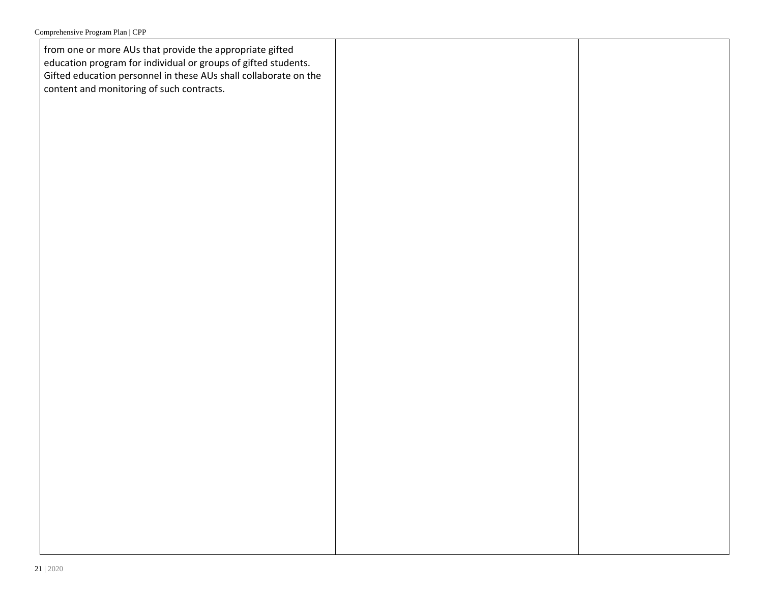| | | |
|---|---|---|
| from one or more AUs that provide the appropriate gifted education program for individual or groups of gifted students. Gifted education personnel in these AUs shall collaborate on the content and monitoring of such contracts. | | |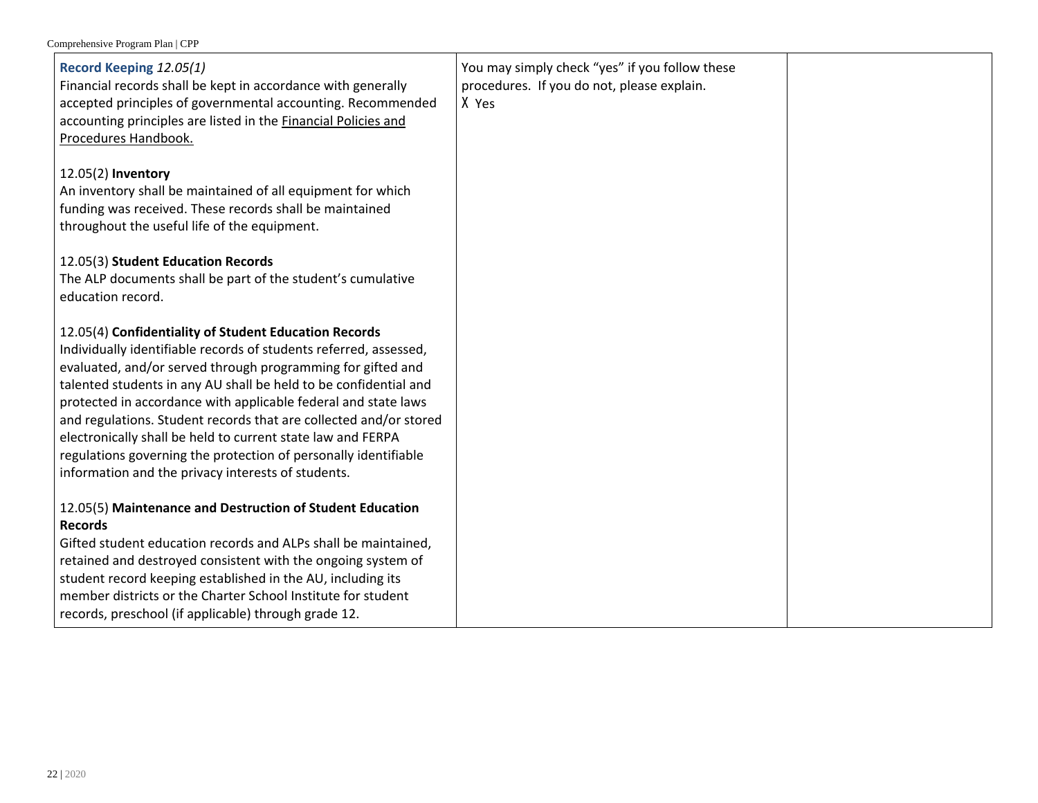| **Record Keeping** *12.05(1)*<br>Financial records shall be kept in accordance with generally accepted principles of governmental accounting. Recommended accounting principles are listed in the Financial Policies and Procedures Handbook.<br><br>12.05(2) **Inventory**<br>An inventory shall be maintained of all equipment for which funding was received. These records shall be maintained throughout the useful life of the equipment.<br><br>12.05(3) **Student Education Records**<br>The ALP documents shall be part of the student's cumulative education record.<br><br>12.05(4) **Confidentiality of Student Education Records**<br>Individually identifiable records of students referred, assessed, evaluated, and/or served through programming for gifted and talented students in any AU shall be held to be confidential and protected in accordance with applicable federal and state laws and regulations. Student records that are collected and/or stored electronically shall be held to current state law and FERPA regulations governing the protection of personally identifiable information and the privacy interests of students.<br><br>12.05(5) **Maintenance and Destruction of Student Education Records**<br>Gifted student education records and ALPs shall be maintained, retained and destroyed consistent with the ongoing system of student record keeping established in the AU, including its member districts or the Charter School Institute for student records, preschool (if applicable) through grade 12. | You may simply check "yes" if you follow these procedures. If you do not, please explain.<br>X Yes | |
|---|---|---|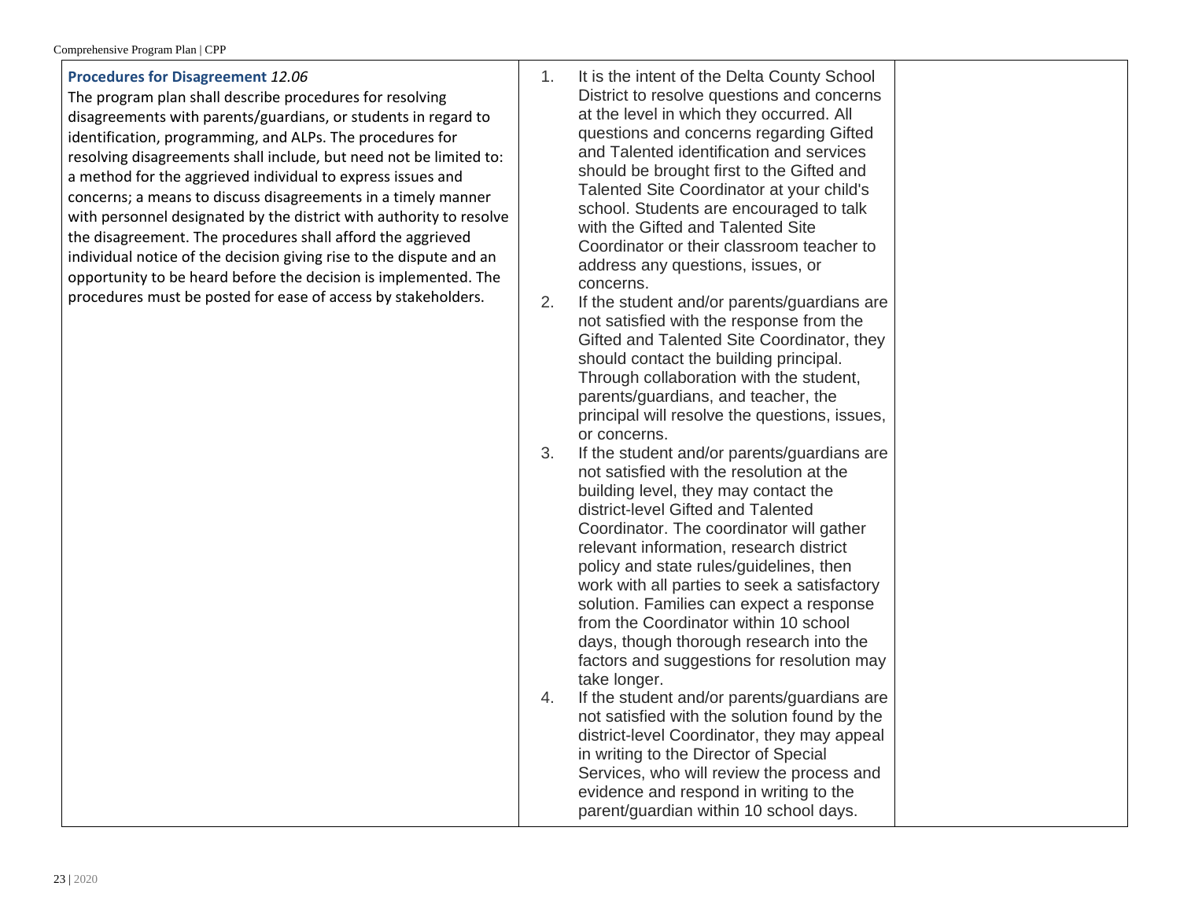| **Procedures for Disagreement** *12.06* The program plan shall describe procedures for resolving disagreements with parents/guardians, or students in regard to identification, programming, and ALPs. The procedures for resolving disagreements shall include, but need not be limited to: a method for the aggrieved individual to express issues and concerns; a means to discuss disagreements in a timely manner with personnel designated by the district with authority to resolve the disagreement. The procedures shall afford the aggrieved individual notice of the decision giving rise to the dispute and an opportunity to be heard before the decision is implemented. The procedures must be posted for ease of access by stakeholders. | 1. It is the intent of the Delta County School District to resolve questions and concerns at the level in which they occurred. All questions and concerns regarding Gifted and Talented identification and services should be brought first to the Gifted and Talented Site Coordinator at your child's school. Students are encouraged to talk with the Gifted and Talented Site Coordinator or their classroom teacher to address any questions, issues, or concerns.<br>2. If the student and/or parents/guardians are not satisfied with the response from the Gifted and Talented Site Coordinator, they should contact the building principal. Through collaboration with the student, parents/guardians, and teacher, the principal will resolve the questions, issues, or concerns.<br>3. If the student and/or parents/guardians are not satisfied with the resolution at the building level, they may contact the district-level Gifted and Talented Coordinator. The coordinator will gather relevant information, research district policy and state rules/guidelines, then work with all parties to seek a satisfactory solution. Families can expect a response from the Coordinator within 10 school days, though thorough research into the factors and suggestions for resolution may take longer.<br>4. If the student and/or parents/guardians are not satisfied with the solution found by the district-level Coordinator, they may appeal in writing to the Director of Special Services, who will review the process and evidence and respond in writing to the parent/guardian within 10 school days. | |
|---|---|---|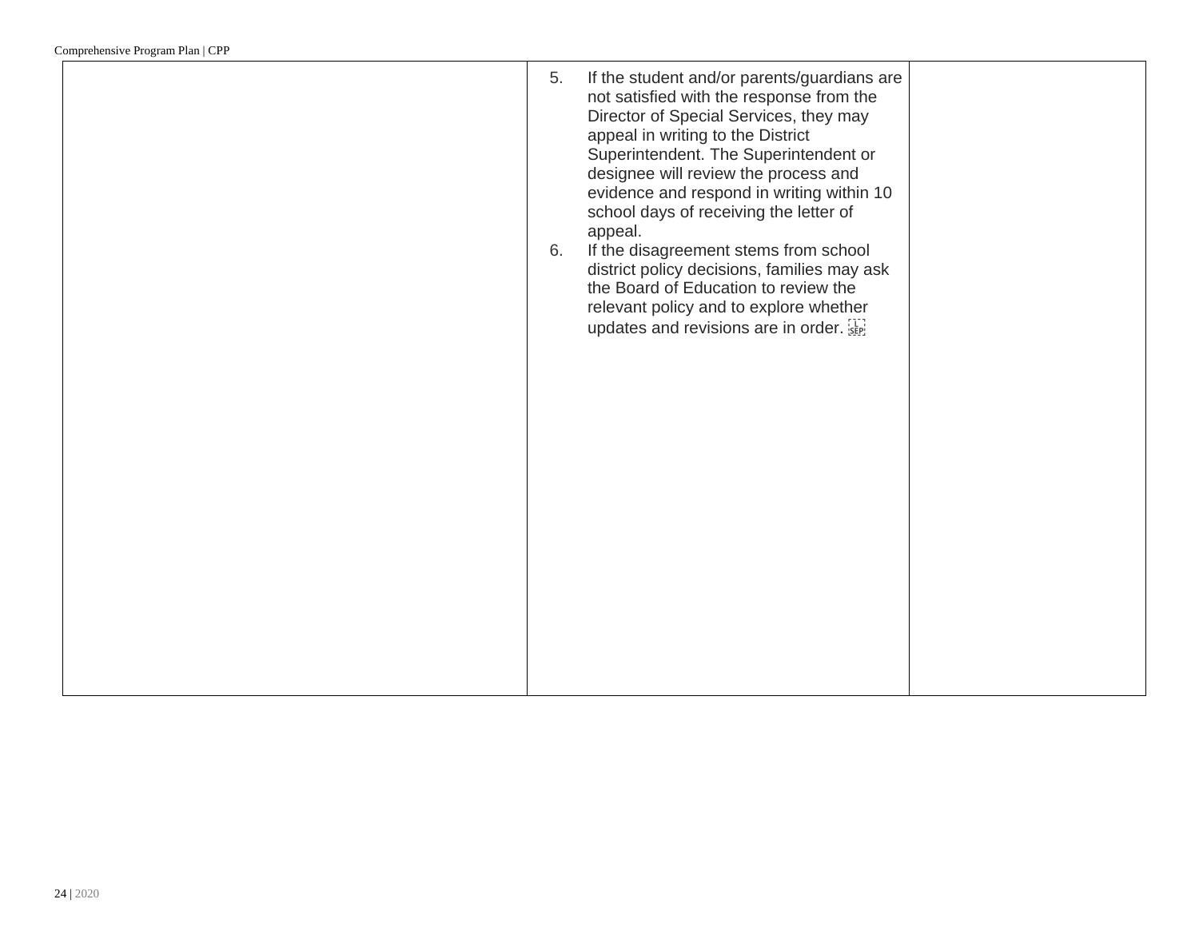|  | 5. If the student and/or parents/guardians are not satisfied with the response from the Director of Special Services, they may appeal in writing to the District Superintendent. The Superintendent or designee will review the process and evidence and respond in writing within 10 school days of receiving the letter of appeal.<br>6. If the disagreement stems from school district policy decisions, families may ask the Board of Education to review the relevant policy and to explore whether updates and revisions are in order. |  |
| --- | --- | --- |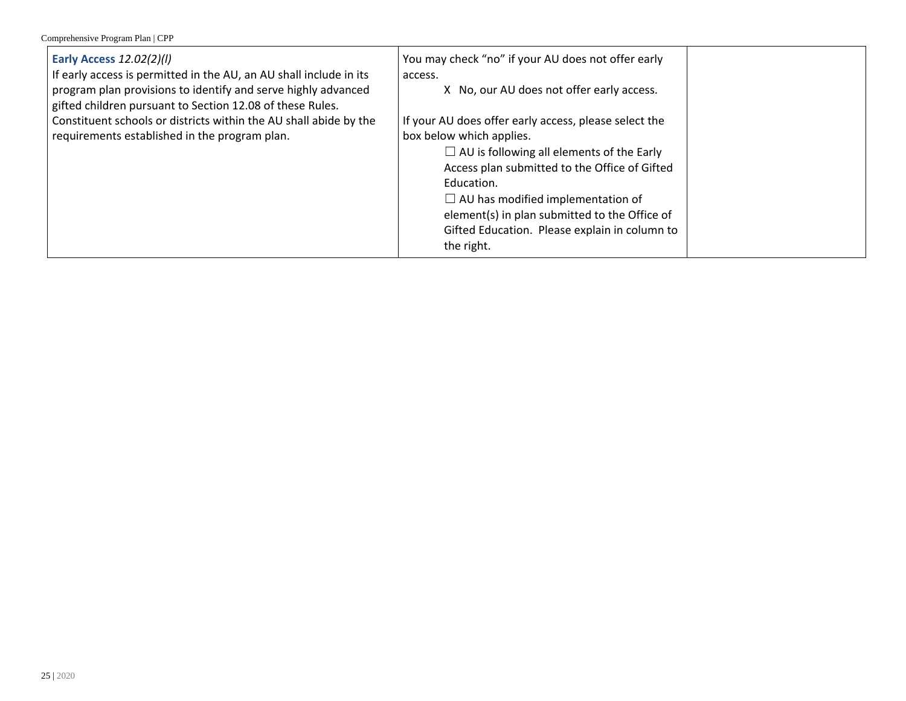| | | |
|---|---|---|
| **Early Access** *12.02(2)(l)*<br>If early access is permitted in the AU, an AU shall include in its program plan provisions to identify and serve highly advanced gifted children pursuant to Section 12.08 of these Rules. Constituent schools or districts within the AU shall abide by the requirements established in the program plan. | You may check "no" if your AU does not offer early access.<br>X No, our AU does not offer early access.<br><br>If your AU does offer early access, please select the box below which applies.<br>☐ AU is following all elements of the Early Access plan submitted to the Office of Gifted Education.<br>☐ AU has modified implementation of element(s) in plan submitted to the Office of Gifted Education. Please explain in column to the right. | |